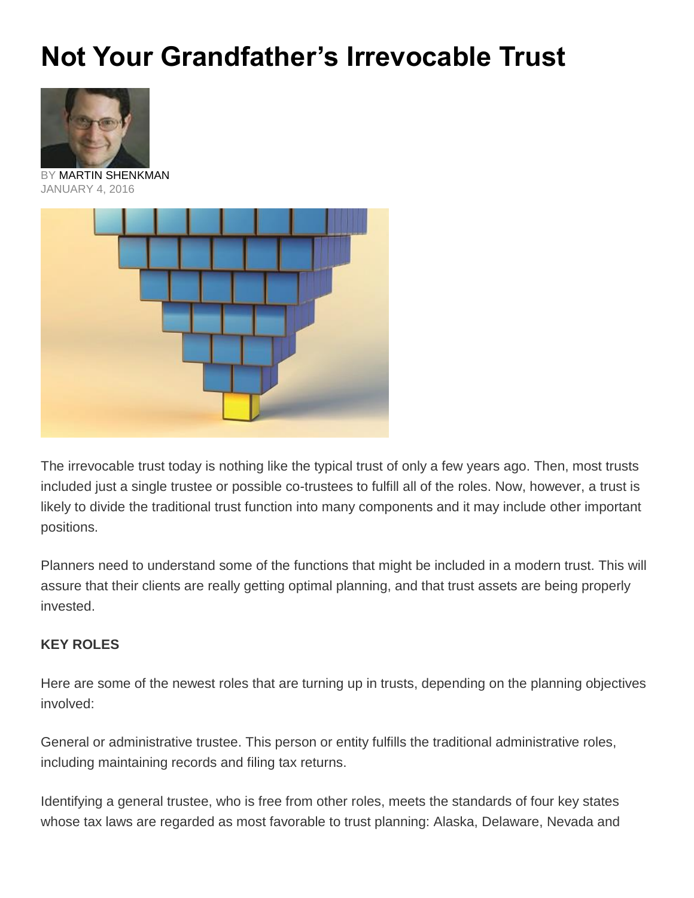# Not Your Grandfather's Irrevocable Trust

BY MARTIN SHENKMAN
JANUARY 4, 2016

The irrevocable trust today is nothing like the typical trust of only a few years ago. Then, most trusts included just a single trustee or possible co-trustees to fulfill all of the roles. Now, however, a trust is likely to divide the traditional trust function into many components and it may include other important positions.

Planners need to understand some of the functions that might be included in a modern trust. This will assure that their clients are really getting optimal planning, and that trust assets are being properly invested.

**KEY ROLES**

Here are some of the newest roles that are turning up in trusts, depending on the planning objectives involved:

General or administrative trustee. This person or entity fulfills the traditional administrative roles, including maintaining records and filing tax returns.

Identifying a general trustee, who is free from other roles, meets the standards of four key states whose tax laws are regarded as most favorable to trust planning: Alaska, Delaware, Nevada and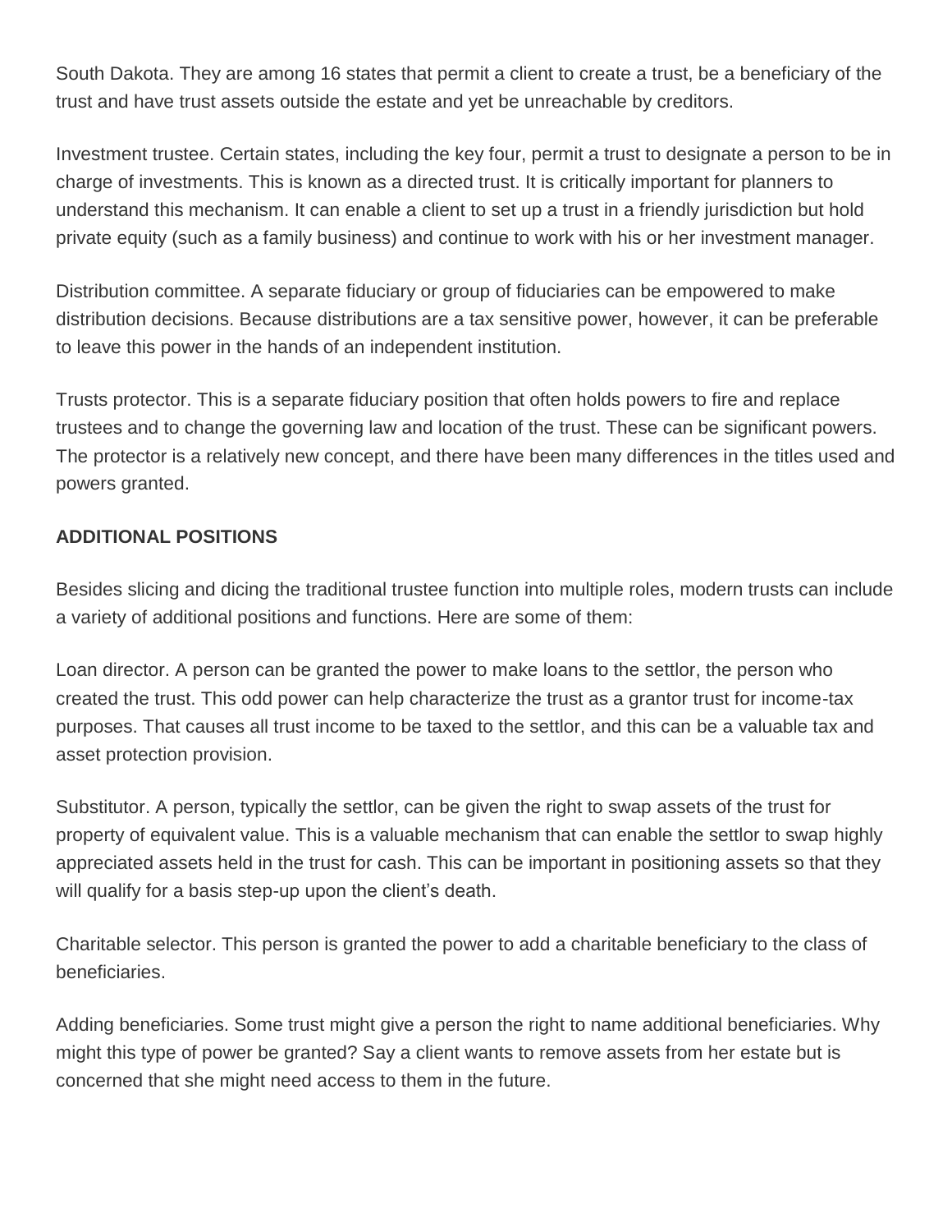South Dakota. They are among 16 states that permit a client to create a trust, be a beneficiary of the trust and have trust assets outside the estate and yet be unreachable by creditors.

Investment trustee. Certain states, including the key four, permit a trust to designate a person to be in charge of investments. This is known as a directed trust. It is critically important for planners to understand this mechanism. It can enable a client to set up a trust in a friendly jurisdiction but hold private equity (such as a family business) and continue to work with his or her investment manager.

Distribution committee. A separate fiduciary or group of fiduciaries can be empowered to make distribution decisions. Because distributions are a tax sensitive power, however, it can be preferable to leave this power in the hands of an independent institution.

Trusts protector. This is a separate fiduciary position that often holds powers to fire and replace trustees and to change the governing law and location of the trust. These can be significant powers. The protector is a relatively new concept, and there have been many differences in the titles used and powers granted.

**ADDITIONAL POSITIONS**

Besides slicing and dicing the traditional trustee function into multiple roles, modern trusts can include a variety of additional positions and functions. Here are some of them:

Loan director. A person can be granted the power to make loans to the settlor, the person who created the trust. This odd power can help characterize the trust as a grantor trust for income-tax purposes. That causes all trust income to be taxed to the settlor, and this can be a valuable tax and asset protection provision.

Substitutor. A person, typically the settlor, can be given the right to swap assets of the trust for property of equivalent value. This is a valuable mechanism that can enable the settlor to swap highly appreciated assets held in the trust for cash. This can be important in positioning assets so that they will qualify for a basis step-up upon the client's death.

Charitable selector. This person is granted the power to add a charitable beneficiary to the class of beneficiaries.

Adding beneficiaries. Some trust might give a person the right to name additional beneficiaries. Why might this type of power be granted? Say a client wants to remove assets from her estate but is concerned that she might need access to them in the future.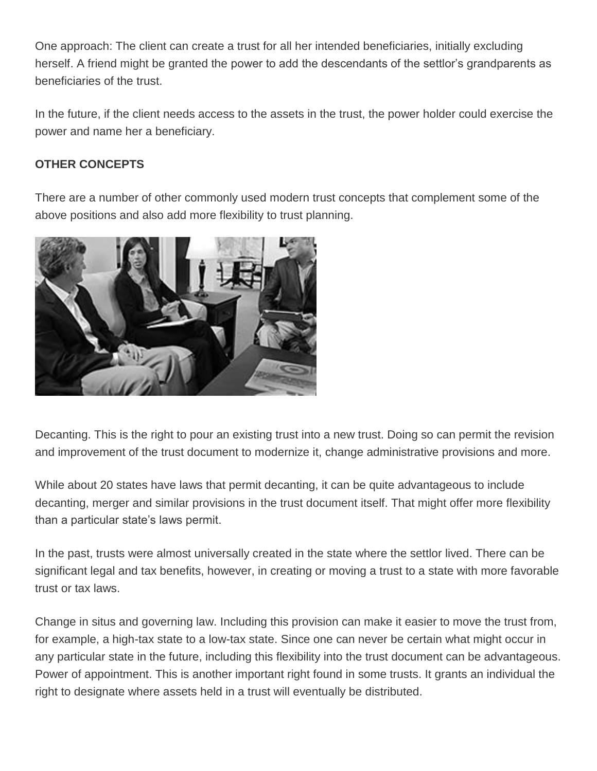One approach: The client can create a trust for all her intended beneficiaries, initially excluding herself. A friend might be granted the power to add the descendants of the settlor's grandparents as beneficiaries of the trust.

In the future, if the client needs access to the assets in the trust, the power holder could exercise the power and name her a beneficiary.

**OTHER CONCEPTS**

There are a number of other commonly used modern trust concepts that complement some of the above positions and also add more flexibility to trust planning.

Decanting. This is the right to pour an existing trust into a new trust. Doing so can permit the revision and improvement of the trust document to modernize it, change administrative provisions and more.

While about 20 states have laws that permit decanting, it can be quite advantageous to include decanting, merger and similar provisions in the trust document itself. That might offer more flexibility than a particular state's laws permit.

In the past, trusts were almost universally created in the state where the settlor lived. There can be significant legal and tax benefits, however, in creating or moving a trust to a state with more favorable trust or tax laws.

Change in situs and governing law. Including this provision can make it easier to move the trust from, for example, a high-tax state to a low-tax state. Since one can never be certain what might occur in any particular state in the future, including this flexibility into the trust document can be advantageous. Power of appointment. This is another important right found in some trusts. It grants an individual the right to designate where assets held in a trust will eventually be distributed.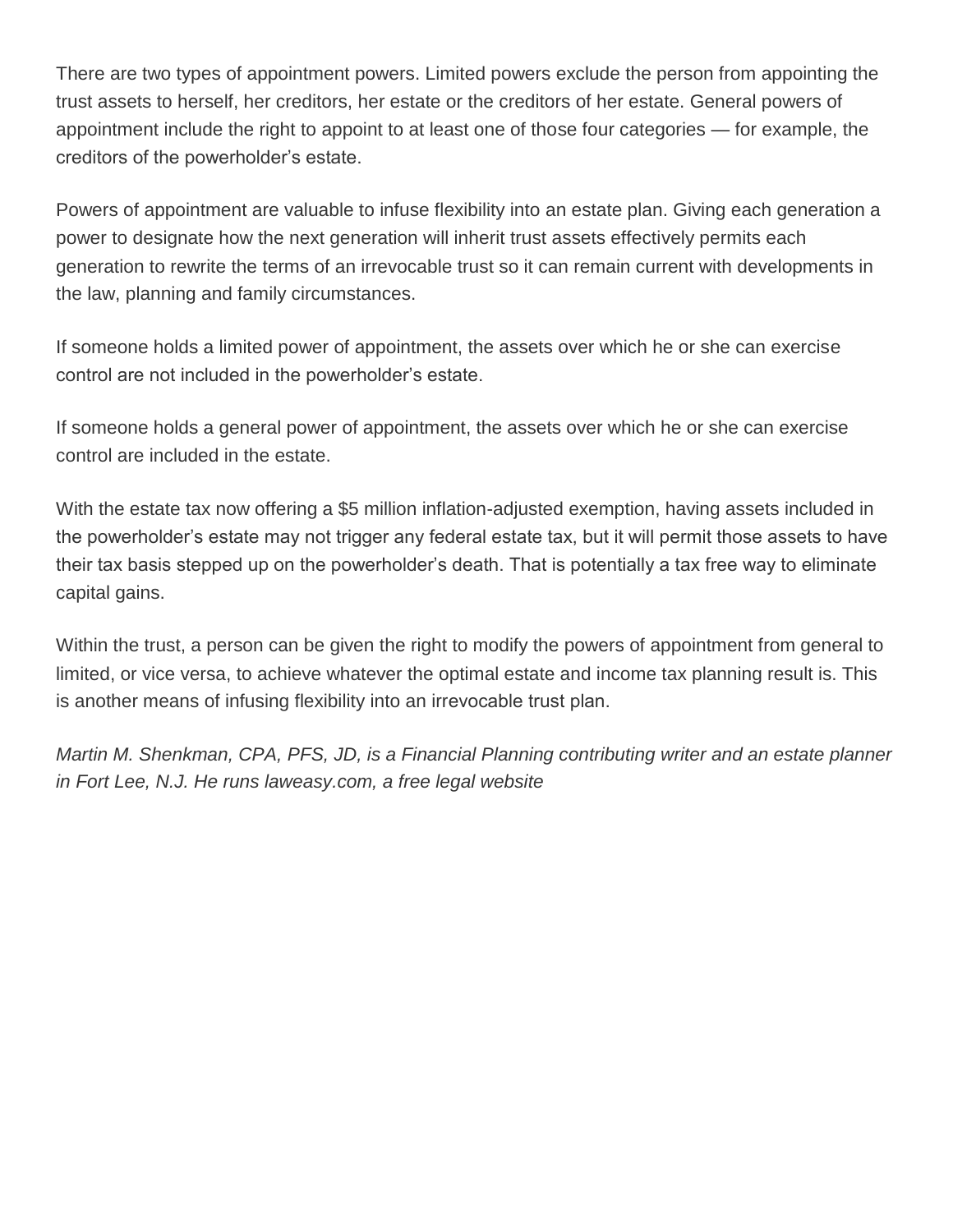There are two types of appointment powers. Limited powers exclude the person from appointing the trust assets to herself, her creditors, her estate or the creditors of her estate. General powers of appointment include the right to appoint to at least one of those four categories — for example, the creditors of the powerholder's estate.

Powers of appointment are valuable to infuse flexibility into an estate plan. Giving each generation a power to designate how the next generation will inherit trust assets effectively permits each generation to rewrite the terms of an irrevocable trust so it can remain current with developments in the law, planning and family circumstances.

If someone holds a limited power of appointment, the assets over which he or she can exercise control are not included in the powerholder's estate.

If someone holds a general power of appointment, the assets over which he or she can exercise control are included in the estate.

With the estate tax now offering a $5 million inflation-adjusted exemption, having assets included in the powerholder's estate may not trigger any federal estate tax, but it will permit those assets to have their tax basis stepped up on the powerholder's death. That is potentially a tax free way to eliminate capital gains.

Within the trust, a person can be given the right to modify the powers of appointment from general to limited, or vice versa, to achieve whatever the optimal estate and income tax planning result is. This is another means of infusing flexibility into an irrevocable trust plan.

*Martin M. Shenkman, CPA, PFS, JD, is a Financial Planning contributing writer and an estate planner in Fort Lee, N.J. He runs laweasy.com, a free legal website*